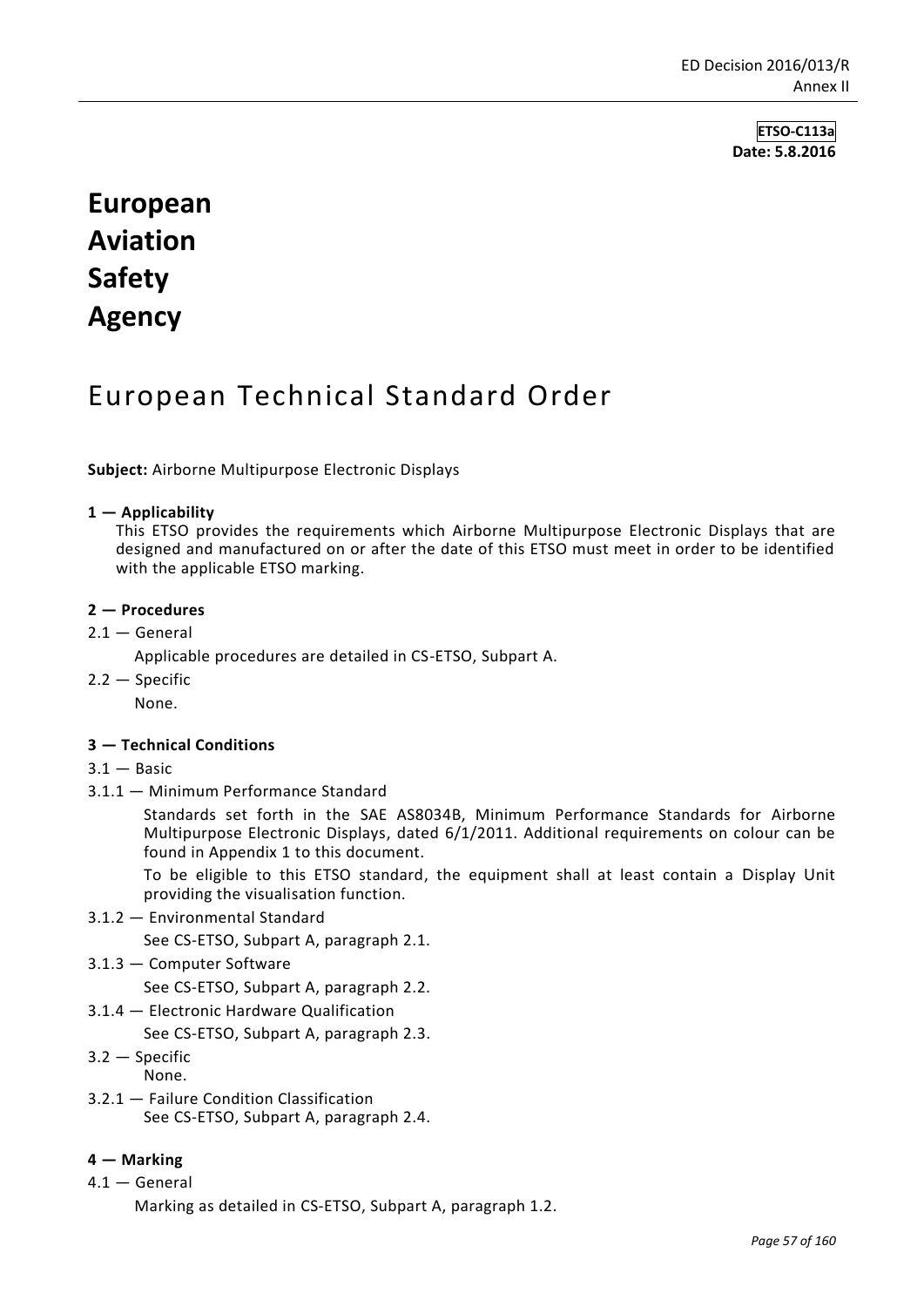**ETSO-C113a**
**Date: 5.8.2016**

# European Aviation Safety Agency

## European Technical Standard Order

**Subject:** Airborne Multipurpose Electronic Displays

**1 — Applicability**

This ETSO provides the requirements which Airborne Multipurpose Electronic Displays that are designed and manufactured on or after the date of this ETSO must meet in order to be identified with the applicable ETSO marking.

**2 — Procedures**

2.1 — General

Applicable procedures are detailed in CS-ETSO, Subpart A.

2.2 — Specific

None.

**3 — Technical Conditions**

3.1 — Basic

3.1.1 — Minimum Performance Standard

Standards set forth in the SAE AS8034B, Minimum Performance Standards for Airborne Multipurpose Electronic Displays, dated 6/1/2011. Additional requirements on colour can be found in Appendix 1 to this document.

To be eligible to this ETSO standard, the equipment shall at least contain a Display Unit providing the visualisation function.

3.1.2 — Environmental Standard

See CS-ETSO, Subpart A, paragraph 2.1.

3.1.3 — Computer Software

See CS-ETSO, Subpart A, paragraph 2.2.

3.1.4 — Electronic Hardware Qualification

See CS-ETSO, Subpart A, paragraph 2.3.

3.2 — Specific

None.

3.2.1 — Failure Condition Classification

See CS-ETSO, Subpart A, paragraph 2.4.

**4 — Marking**

4.1 — General

Marking as detailed in CS-ETSO, Subpart A, paragraph 1.2.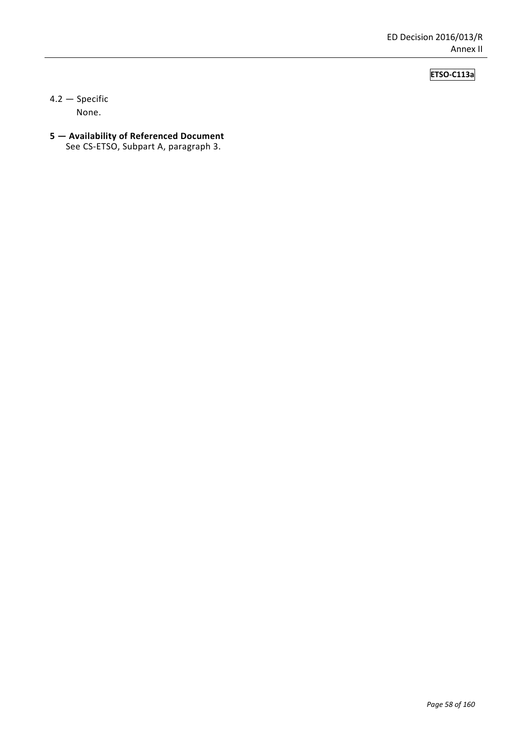4.2 — Specific

None.

## 5 — Availability of Referenced Document

See CS-ETSO, Subpart A, paragraph 3.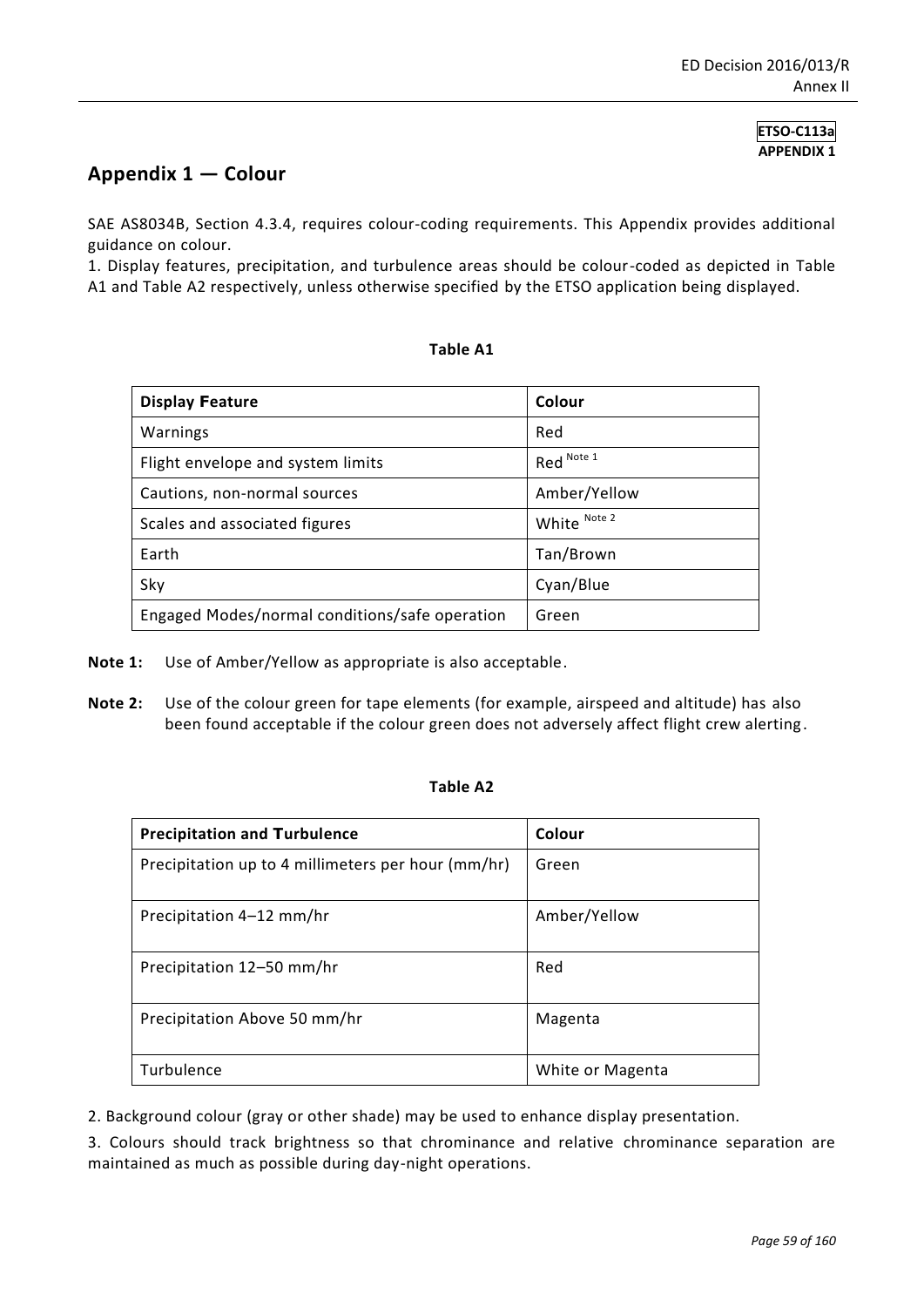**ETSO-C113a**
**APPENDIX 1**

## Appendix 1 — Colour

SAE AS8034B, Section 4.3.4, requires colour-coding requirements. This Appendix provides additional guidance on colour.

1. Display features, precipitation, and turbulence areas should be colour-coded as depicted in Table A1 and Table A2 respectively, unless otherwise specified by the ETSO application being displayed.

**Table A1**

| Display Feature | Colour |
|---|---|
| Warnings | Red |
| Flight envelope and system limits | Red [Note 1] |
| Cautions, non-normal sources | Amber/Yellow |
| Scales and associated figures | White [Note 2] |
| Earth | Tan/Brown |
| Sky | Cyan/Blue |
| Engaged Modes/normal conditions/safe operation | Green |

**Note 1:** Use of Amber/Yellow as appropriate is also acceptable.

**Note 2:** Use of the colour green for tape elements (for example, airspeed and altitude) has also been found acceptable if the colour green does not adversely affect flight crew alerting.

**Table A2**

| Precipitation and Turbulence | Colour |
|---|---|
| Precipitation up to 4 millimeters per hour (mm/hr) | Green |
| Precipitation 4–12 mm/hr | Amber/Yellow |
| Precipitation 12–50 mm/hr | Red |
| Precipitation Above 50 mm/hr | Magenta |
| Turbulence | White or Magenta |

2. Background colour (gray or other shade) may be used to enhance display presentation.

3. Colours should track brightness so that chrominance and relative chrominance separation are maintained as much as possible during day-night operations.